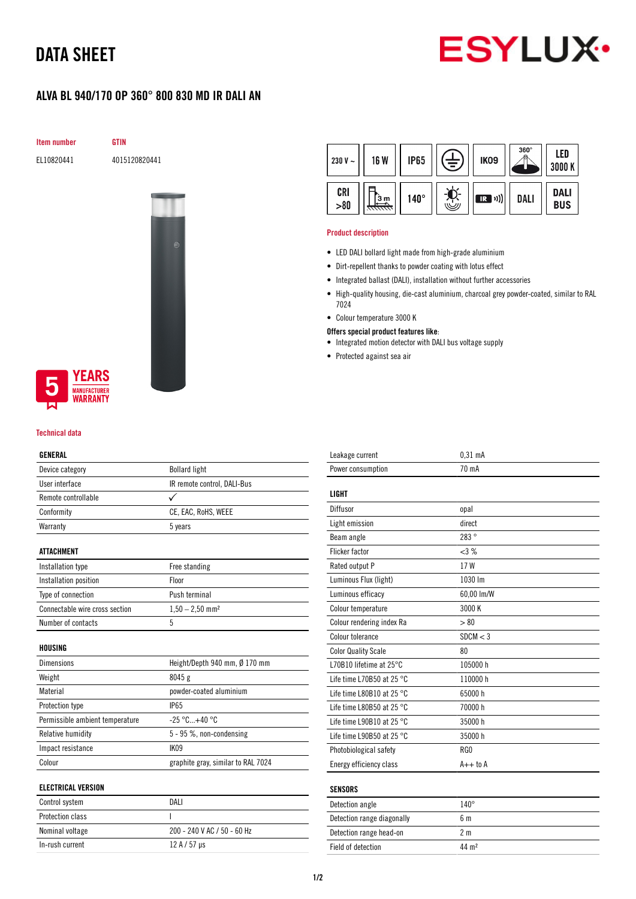# DATA SHEET

## ALVA BL 940/170 OP 360° 800 830 MD IR DALI AN

| Item number | GTIN |
|---|---|
| EL10820441 | 4015120820441 |

5 YEARS MANUFACTURER WARRANTY

230 V ~ | 16 W | IP65 | IK09 | 360° | LED 3000 K | CRI >80 | 3 m | 140° | IR | DALI | DALI BUS

### Product description

- LED DALI bollard light made from high-grade aluminium
- Dirt-repellent thanks to powder coating with lotus effect
- Integrated ballast (DALI), installation without further accessories
- High-quality housing, die-cast aluminium, charcoal grey powder-coated, similar to RAL 7024
- Colour temperature 3000 K

**Offers special product features like:**

- Integrated motion detector with DALI bus voltage supply
- Protected against sea air

### Technical data

| GENERAL | |
|---|---|
| Device category | Bollard light |
| User interface | IR remote control, DALI-Bus |
| Remote controllable | ✓ |
| Conformity | CE, EAC, RoHS, WEEE |
| Warranty | 5 years |

| ATTACHMENT | |
|---|---|
| Installation type | Free standing |
| Installation position | Floor |
| Type of connection | Push terminal |
| Connectable wire cross section | 1,50 – 2,50 mm² |
| Number of contacts | 5 |

| HOUSING | |
|---|---|
| Dimensions | Height/Depth 940 mm, Ø 170 mm |
| Weight | 8045 g |
| Material | powder-coated aluminium |
| Protection type | IP65 |
| Permissible ambient temperature | -25 °C...+40 °C |
| Relative humidity | 5 - 95 %, non-condensing |
| Impact resistance | IK09 |
| Colour | graphite gray, similar to RAL 7024 |

| ELECTRICAL VERSION | |
|---|---|
| Control system | DALI |
| Protection class | I |
| Nominal voltage | 200 - 240 V AC / 50 - 60 Hz |
| In-rush current | 12 A / 57 µs |
| Leakage current | 0,31 mA |
| Power consumption | 70 mA |

| LIGHT | |
|---|---|
| Diffusor | opal |
| Light emission | direct |
| Beam angle | 283 ° |
| Flicker factor | <3 % |
| Rated output P | 17 W |
| Luminous Flux (light) | 1030 lm |
| Luminous efficacy | 60,00 lm/W |
| Colour temperature | 3000 K |
| Colour rendering index Ra | > 80 |
| Colour tolerance | SDCM < 3 |
| Color Quality Scale | 80 |
| L70B10 lifetime at 25°C | 105000 h |
| Life time L70B50 at 25 °C | 110000 h |
| Life time L80B10 at 25 °C | 65000 h |
| Life time L80B50 at 25 °C | 70000 h |
| Life time L90B10 at 25 °C | 35000 h |
| Life time L90B50 at 25 °C | 35000 h |
| Photobiological safety | RG0 |
| Energy efficiency class | A++ to A |

| SENSORS | |
|---|---|
| Detection angle | 140° |
| Detection range diagonally | 6 m |
| Detection range head-on | 2 m |
| Field of detection | 44 m² |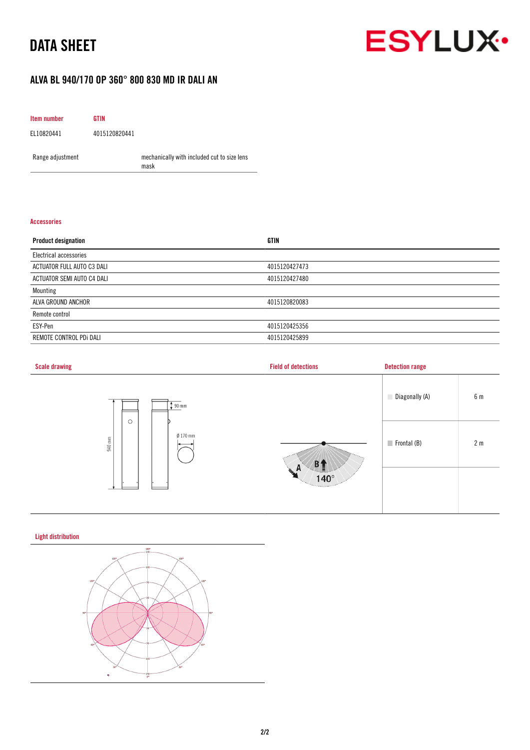# DATA SHEET

## ALVA BL 940/170 OP 360° 800 830 MD IR DALI AN

| Item number | GTIN |
| --- | --- |
| EL10820441 | 4015120820441 |

| | |
| --- | --- |
| Range adjustment | mechanically with included cut to size lens mask |

### Accessories

| Product designation | GTIN |
| --- | --- |
| Electrical accessories | |
| ACTUATOR FULL AUTO C3 DALI | 4015120427473 |
| ACTUATOR SEMI AUTO C4 DALI | 4015120427480 |
| Mounting | |
| ALVA GROUND ANCHOR | 4015120820083 |
| Remote control | |
| ESY-Pen | 4015120425356 |
| REMOTE CONTROL PDi DALI | 4015120425899 |

### Scale drawing

940 mm
90 mm
Ø 170 mm

### Field of detections

A
B
140°

### Detection range

| | |
| --- | --- |
| Diagonally (A) | 6 m |
| Frontal (B) | 2 m |

### Light distribution